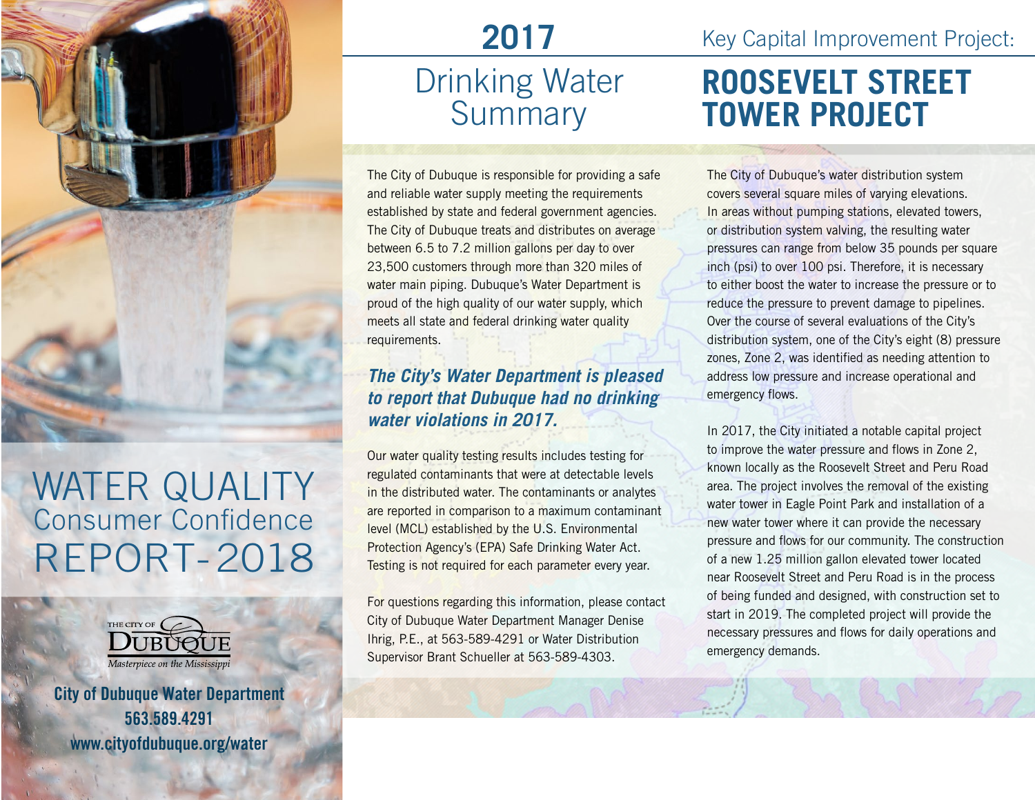# WATER QUALITY Consumer Confidence REPORT-2018

THE CITY OF DUBUQUE
*Masterpiece on the Mississippi*

**City of Dubuque Water Department**
**563.589.4291**
**www.cityofdubuque.org/water**

## 2017 Drinking Water Summary

The City of Dubuque is responsible for providing a safe and reliable water supply meeting the requirements established by state and federal government agencies. The City of Dubuque treats and distributes on average between 6.5 to 7.2 million gallons per day to over 23,500 customers through more than 320 miles of water main piping. Dubuque's Water Department is proud of the high quality of our water supply, which meets all state and federal drinking water quality requirements.

***The City's Water Department is pleased to report that Dubuque had no drinking water violations in 2017.***

Our water quality testing results includes testing for regulated contaminants that were at detectable levels in the distributed water. The contaminants or analytes are reported in comparison to a maximum contaminant level (MCL) established by the U.S. Environmental Protection Agency's (EPA) Safe Drinking Water Act. Testing is not required for each parameter every year.

For questions regarding this information, please contact City of Dubuque Water Department Manager Denise Ihrig, P.E., at 563-589-4291 or Water Distribution Supervisor Brant Schueller at 563-589-4303.

## Key Capital Improvement Project: ROOSEVELT STREET TOWER PROJECT

The City of Dubuque's water distribution system covers several square miles of varying elevations. In areas without pumping stations, elevated towers, or distribution system valving, the resulting water pressures can range from below 35 pounds per square inch (psi) to over 100 psi. Therefore, it is necessary to either boost the water to increase the pressure or to reduce the pressure to prevent damage to pipelines. Over the course of several evaluations of the City's distribution system, one of the City's eight (8) pressure zones, Zone 2, was identified as needing attention to address low pressure and increase operational and emergency flows.

In 2017, the City initiated a notable capital project to improve the water pressure and flows in Zone 2, known locally as the Roosevelt Street and Peru Road area. The project involves the removal of the existing water tower in Eagle Point Park and installation of a new water tower where it can provide the necessary pressure and flows for our community. The construction of a new 1.25 million gallon elevated tower located near Roosevelt Street and Peru Road is in the process of being funded and designed, with construction set to start in 2019. The completed project will provide the necessary pressures and flows for daily operations and emergency demands.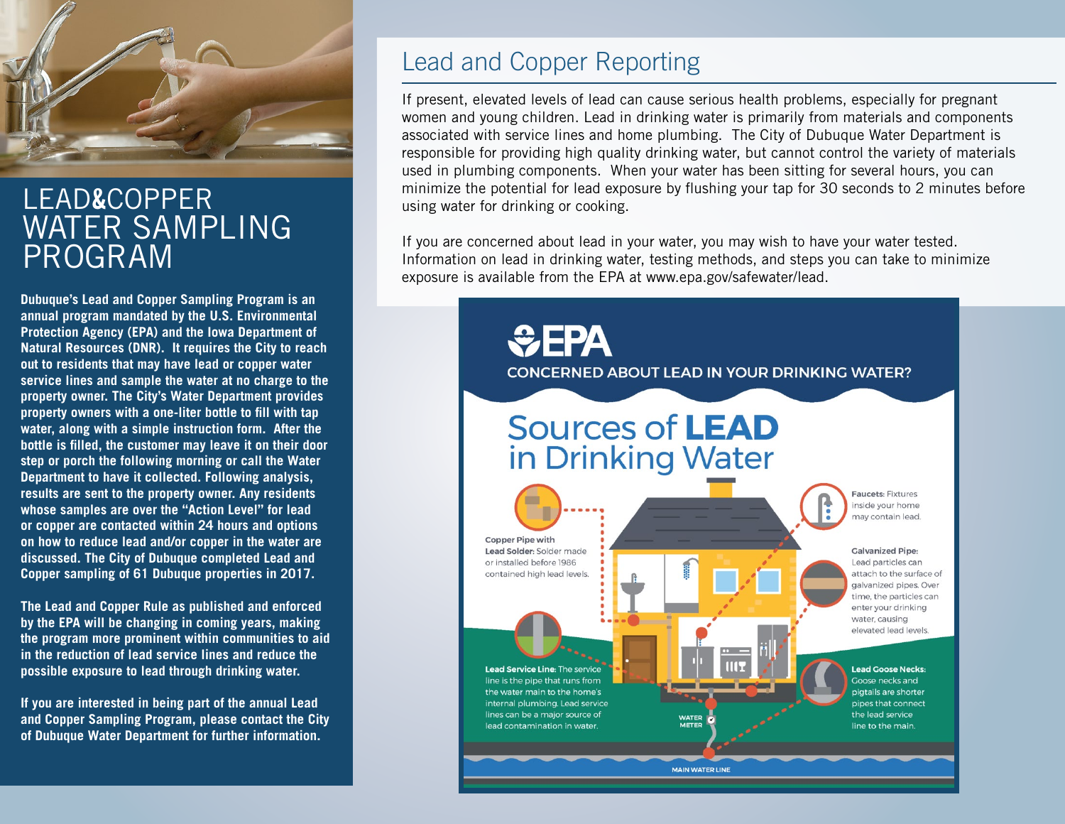# LEAD&COPPER WATER SAMPLING PROGRAM

**Dubuque's Lead and Copper Sampling Program is an annual program mandated by the U.S. Environmental Protection Agency (EPA) and the Iowa Department of Natural Resources (DNR). It requires the City to reach out to residents that may have lead or copper water service lines and sample the water at no charge to the property owner. The City's Water Department provides property owners with a one-liter bottle to fill with tap water, along with a simple instruction form. After the bottle is filled, the customer may leave it on their door step or porch the following morning or call the Water Department to have it collected. Following analysis, results are sent to the property owner. Any residents whose samples are over the "Action Level" for lead or copper are contacted within 24 hours and options on how to reduce lead and/or copper in the water are discussed. The City of Dubuque completed Lead and Copper sampling of 61 Dubuque properties in 2017.**

**The Lead and Copper Rule as published and enforced by the EPA will be changing in coming years, making the program more prominent within communities to aid in the reduction of lead service lines and reduce the possible exposure to lead through drinking water.**

**If you are interested in being part of the annual Lead and Copper Sampling Program, please contact the City of Dubuque Water Department for further information.**

## Lead and Copper Reporting

If present, elevated levels of lead can cause serious health problems, especially for pregnant women and young children. Lead in drinking water is primarily from materials and components associated with service lines and home plumbing. The City of Dubuque Water Department is responsible for providing high quality drinking water, but cannot control the variety of materials used in plumbing components. When your water has been sitting for several hours, you can minimize the potential for lead exposure by flushing your tap for 30 seconds to 2 minutes before using water for drinking or cooking.

If you are concerned about lead in your water, you may wish to have your water tested. Information on lead in drinking water, testing methods, and steps you can take to minimize exposure is available from the EPA at www.epa.gov/safewater/lead.

EPA

CONCERNED ABOUT LEAD IN YOUR DRINKING WATER?

## Sources of **LEAD** in Drinking Water

**Copper Pipe with Lead Solder:** Solder made or installed before 1986 contained high lead levels.

**Faucets:** Fixtures inside your home may contain lead.

**Galvanized Pipe:** Lead particles can attach to the surface of galvanized pipes. Over time, the particles can enter your drinking water, causing elevated lead levels.

**Lead Service Line:** The service line is the pipe that runs from the water main to the home's internal plumbing. Lead service lines can be a major source of lead contamination in water.

**Lead Goose Necks:** Goose necks and pigtails are shorter pipes that connect the lead service line to the main.

WATER METER

MAIN WATER LINE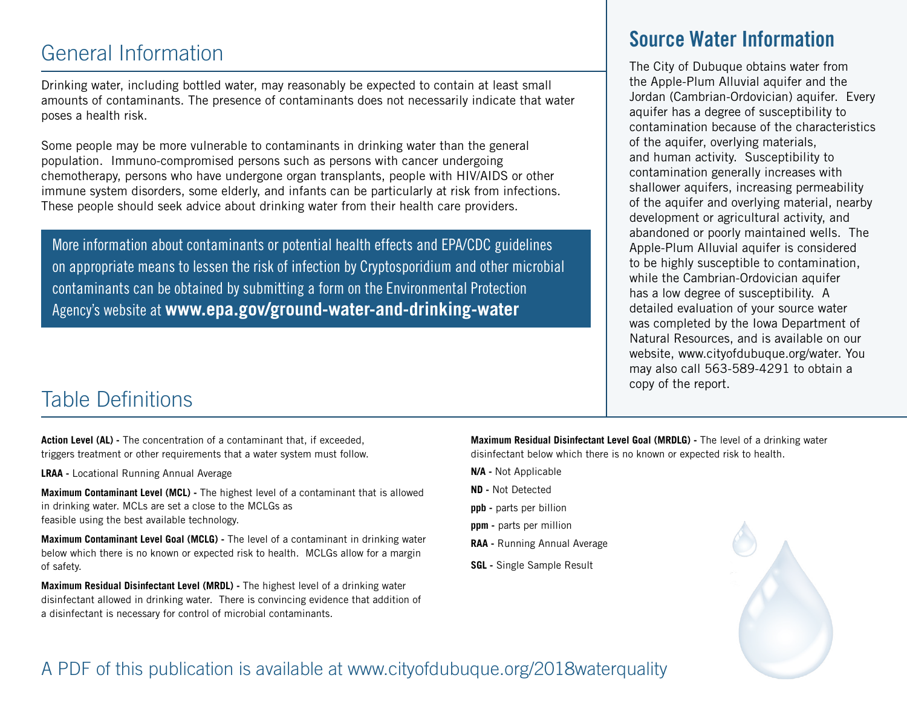## General Information

Drinking water, including bottled water, may reasonably be expected to contain at least small amounts of contaminants. The presence of contaminants does not necessarily indicate that water poses a health risk.

Some people may be more vulnerable to contaminants in drinking water than the general population. Immuno-compromised persons such as persons with cancer undergoing chemotherapy, persons who have undergone organ transplants, people with HIV/AIDS or other immune system disorders, some elderly, and infants can be particularly at risk from infections. These people should seek advice about drinking water from their health care providers.

More information about contaminants or potential health effects and EPA/CDC guidelines on appropriate means to lessen the risk of infection by Cryptosporidium and other microbial contaminants can be obtained by submitting a form on the Environmental Protection Agency's website at **www.epa.gov/ground-water-and-drinking-water**

## Source Water Information

The City of Dubuque obtains water from the Apple-Plum Alluvial aquifer and the Jordan (Cambrian-Ordovician) aquifer. Every aquifer has a degree of susceptibility to contamination because of the characteristics of the aquifer, overlying materials, and human activity. Susceptibility to contamination generally increases with shallower aquifers, increasing permeability of the aquifer and overlying material, nearby development or agricultural activity, and abandoned or poorly maintained wells. The Apple-Plum Alluvial aquifer is considered to be highly susceptible to contamination, while the Cambrian-Ordovician aquifer has a low degree of susceptibility. A detailed evaluation of your source water was completed by the Iowa Department of Natural Resources, and is available on our website, www.cityofdubuque.org/water. You may also call 563-589-4291 to obtain a copy of the report.

## Table Definitions

**Action Level (AL) -** The concentration of a contaminant that, if exceeded, triggers treatment or other requirements that a water system must follow.

**LRAA -** Locational Running Annual Average

**Maximum Contaminant Level (MCL) -** The highest level of a contaminant that is allowed in drinking water. MCLs are set a close to the MCLGs as feasible using the best available technology.

**Maximum Contaminant Level Goal (MCLG) -** The level of a contaminant in drinking water below which there is no known or expected risk to health. MCLGs allow for a margin of safety.

**Maximum Residual Disinfectant Level (MRDL) -** The highest level of a drinking water disinfectant allowed in drinking water. There is convincing evidence that addition of a disinfectant is necessary for control of microbial contaminants.

**Maximum Residual Disinfectant Level Goal (MRDLG) -** The level of a drinking water disinfectant below which there is no known or expected risk to health.

**N/A -** Not Applicable

**ND -** Not Detected

**ppb -** parts per billion

**ppm -** parts per million

**RAA -** Running Annual Average

**SGL -** Single Sample Result

A PDF of this publication is available at www.cityofdubuque.org/2018waterquality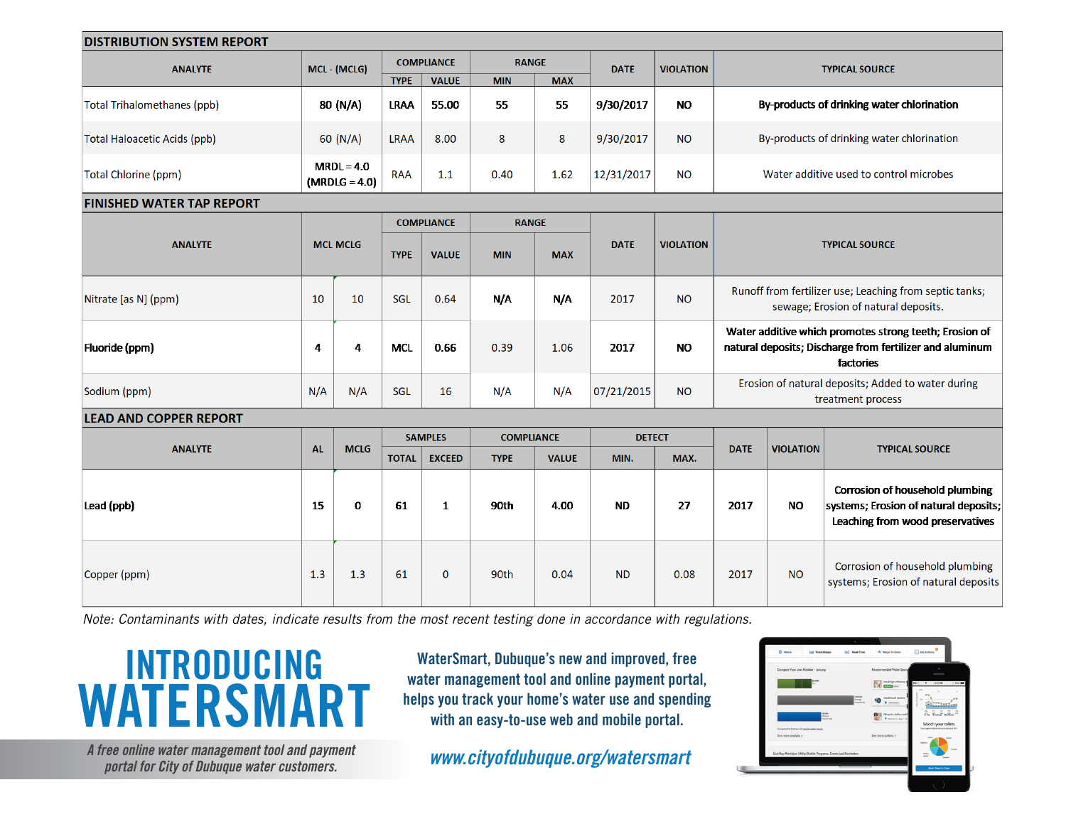## DISTRIBUTION SYSTEM REPORT

| ANALYTE | MCL - (MCLG) | COMPLIANCE | | RANGE | | DATE | VIOLATION | TYPICAL SOURCE |
|---|---|---|---|---|---|---|---|---|
| | | TYPE | VALUE | MIN | MAX | | | |
| Total Trihalomethanes (ppb) | **80 (N/A)** | **LRAA** | **55.00** | **55** | **55** | **9/30/2017** | **NO** | **By-products of drinking water chlorination** |
| Total Haloacetic Acids (ppb) | 60 (N/A) | LRAA | 8.00 | 8 | 8 | 9/30/2017 | NO | By-products of drinking water chlorination |
| Total Chlorine (ppm) | MRDL = 4.0 (MRDLG = 4.0) | RAA | 1.1 | 0.40 | 1.62 | 12/31/2017 | NO | Water additive used to control microbes |

## FINISHED WATER TAP REPORT

| ANALYTE | MCL | MCLG | COMPLIANCE | | RANGE | | DATE | VIOLATION | TYPICAL SOURCE |
|---|---|---|---|---|---|---|---|---|---|
| | | | TYPE | VALUE | MIN | MAX | | | |
| Nitrate [as N] (ppm) | 10 | 10 | SGL | 0.64 | **N/A** | **N/A** | 2017 | NO | Runoff from fertilizer use; Leaching from septic tanks; sewage; Erosion of natural deposits. |
| **Fluoride (ppm)** | **4** | **4** | **MCL** | **0.66** | 0.39 | 1.06 | **2017** | **NO** | **Water additive which promotes strong teeth; Erosion of natural deposits; Discharge from fertilizer and aluminum factories** |
| Sodium (ppm) | N/A | N/A | SGL | 16 | N/A | N/A | 07/21/2015 | NO | Erosion of natural deposits; Added to water during treatment process |

## LEAD AND COPPER REPORT

| ANALYTE | AL | MCLG | SAMPLES | | COMPLIANCE | | DETECT | | DATE | VIOLATION | TYPICAL SOURCE |
|---|---|---|---|---|---|---|---|---|---|---|---|
| | | | TOTAL | EXCEED | TYPE | VALUE | MIN. | MAX. | | | |
| **Lead (ppb)** | **15** | **0** | **61** | **1** | **90th** | **4.00** | **ND** | **27** | **2017** | **NO** | **Corrosion of household plumbing systems; Erosion of natural deposits; Leaching from wood preservatives** |
| Copper (ppm) | 1.3 | 1.3 | 61 | 0 | 90th | 0.04 | ND | 0.08 | 2017 | NO | Corrosion of household plumbing systems; Erosion of natural deposits |

*Note: Contaminants with dates, indicate results from the most recent testing done in accordance with regulations.*

# INTRODUCING WATERSMART

*A free online water management tool and payment portal for City of Dubuque water customers.*

WaterSmart, Dubuque's new and improved, free water management tool and online payment portal, helps you track your home's water use and spending with an easy-to-use web and mobile portal.

*www.cityofdubuque.org/watersmart*